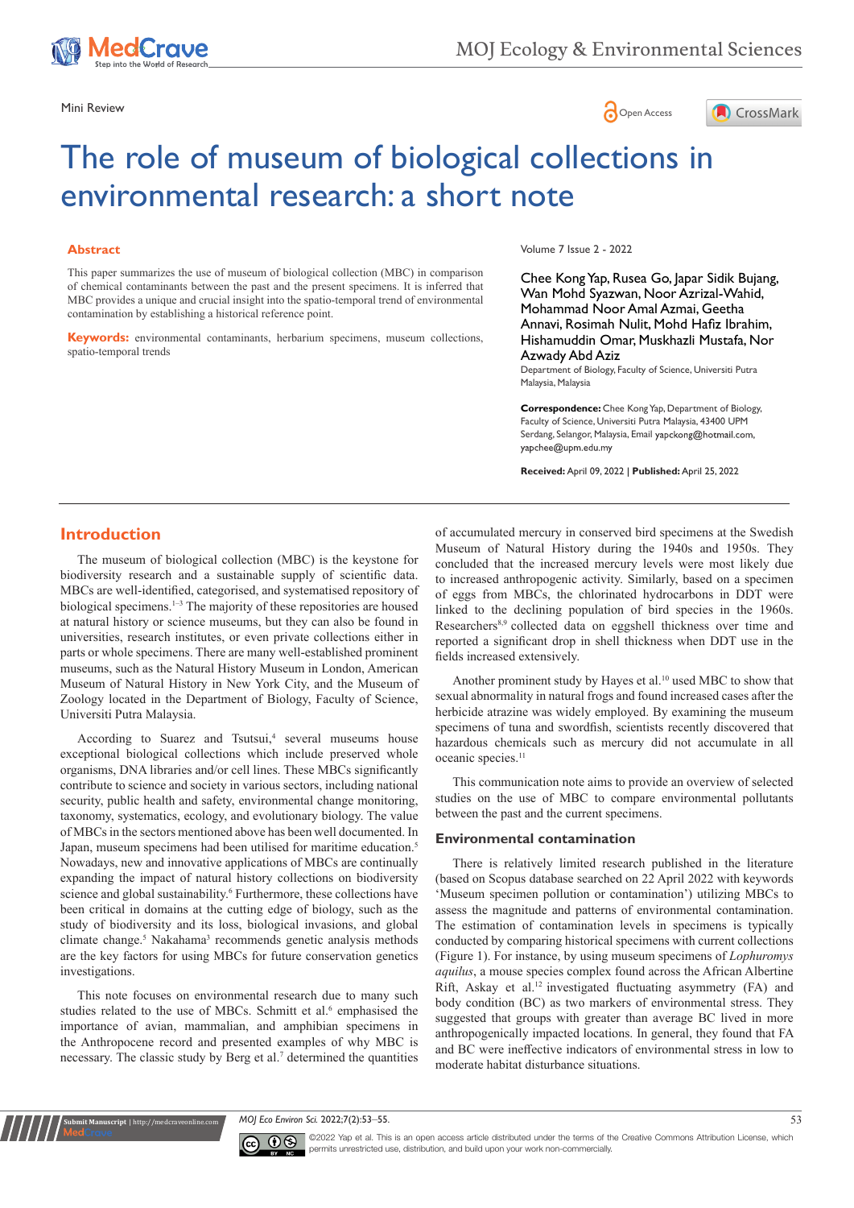Mini Review

# The role of museum of biological collections in environmental research: a short note

## Abstract

This paper summarizes the use of museum of biological collection (MBC) in comparison of chemical contaminants between the past and the present specimens. It is inferred that MBC provides a unique and crucial insight into the spatio-temporal trend of environmental contamination by establishing a historical reference point.

**Keywords:** environmental contaminants, herbarium specimens, museum collections, spatio-temporal trends

Volume 7 Issue 2 - 2022

Chee Kong Yap, Rusea Go, Japar Sidik Bujang, Wan Mohd Syazwan, Noor Azrizal-Wahid, Mohammad Noor Amal Azmai, Geetha Annavi, Rosimah Nulit, Mohd Hafiz Ibrahim, Hishamuddin Omar, Muskhazli Mustafa, Nor Azwady Abd Aziz

Department of Biology, Faculty of Science, Universiti Putra Malaysia, Malaysia

**Correspondence:** Chee Kong Yap, Department of Biology, Faculty of Science, Universiti Putra Malaysia, 43400 UPM Serdang, Selangor, Malaysia, Email yapckong@hotmail.com, yapchee@upm.edu.my

**Received:** April 09, 2022 | **Published:** April 25, 2022

## Introduction

The museum of biological collection (MBC) is the keystone for biodiversity research and a sustainable supply of scientific data. MBCs are well-identified, categorised, and systematised repository of biological specimens.[1–3] The majority of these repositories are housed at natural history or science museums, but they can also be found in universities, research institutes, or even private collections either in parts or whole specimens. There are many well-established prominent museums, such as the Natural History Museum in London, American Museum of Natural History in New York City, and the Museum of Zoology located in the Department of Biology, Faculty of Science, Universiti Putra Malaysia.

According to Suarez and Tsutsui,[4] several museums house exceptional biological collections which include preserved whole organisms, DNA libraries and/or cell lines. These MBCs significantly contribute to science and society in various sectors, including national security, public health and safety, environmental change monitoring, taxonomy, systematics, ecology, and evolutionary biology. The value of MBCs in the sectors mentioned above has been well documented. In Japan, museum specimens had been utilised for maritime education.[5] Nowadays, new and innovative applications of MBCs are continually expanding the impact of natural history collections on biodiversity science and global sustainability.[6] Furthermore, these collections have been critical in domains at the cutting edge of biology, such as the study of biodiversity and its loss, biological invasions, and global climate change.[5] Nakahama[3] recommends genetic analysis methods are the key factors for using MBCs for future conservation genetics investigations.

This note focuses on environmental research due to many such studies related to the use of MBCs. Schmitt et al.[6] emphasised the importance of avian, mammalian, and amphibian specimens in the Anthropocene record and presented examples of why MBC is necessary. The classic study by Berg et al.[7] determined the quantities of accumulated mercury in conserved bird specimens at the Swedish Museum of Natural History during the 1940s and 1950s. They concluded that the increased mercury levels were most likely due to increased anthropogenic activity. Similarly, based on a specimen of eggs from MBCs, the chlorinated hydrocarbons in DDT were linked to the declining population of bird species in the 1960s. Researchers[8,9] collected data on eggshell thickness over time and reported a significant drop in shell thickness when DDT use in the fields increased extensively.

Another prominent study by Hayes et al.[10] used MBC to show that sexual abnormality in natural frogs and found increased cases after the herbicide atrazine was widely employed. By examining the museum specimens of tuna and swordfish, scientists recently discovered that hazardous chemicals such as mercury did not accumulate in all oceanic species.[11]

This communication note aims to provide an overview of selected studies on the use of MBC to compare environmental pollutants between the past and the current specimens.

### Environmental contamination

There is relatively limited research published in the literature (based on Scopus database searched on 22 April 2022 with keywords 'Museum specimen pollution or contamination') utilizing MBCs to assess the magnitude and patterns of environmental contamination. The estimation of contamination levels in specimens is typically conducted by comparing historical specimens with current collections (Figure 1). For instance, by using museum specimens of *Lophuromys aquilus*, a mouse species complex found across the African Albertine Rift, Askay et al.[12] investigated fluctuating asymmetry (FA) and body condition (BC) as two markers of environmental stress. They suggested that groups with greater than average BC lived in more anthropogenically impacted locations. In general, they found that FA and BC were ineffective indicators of environmental stress in low to moderate habitat disturbance situations.

©2022 Yap et al. This is an open access article distributed under the terms of the Creative Commons Attribution License, which permits unrestricted use, distribution, and build upon your work non-commercially.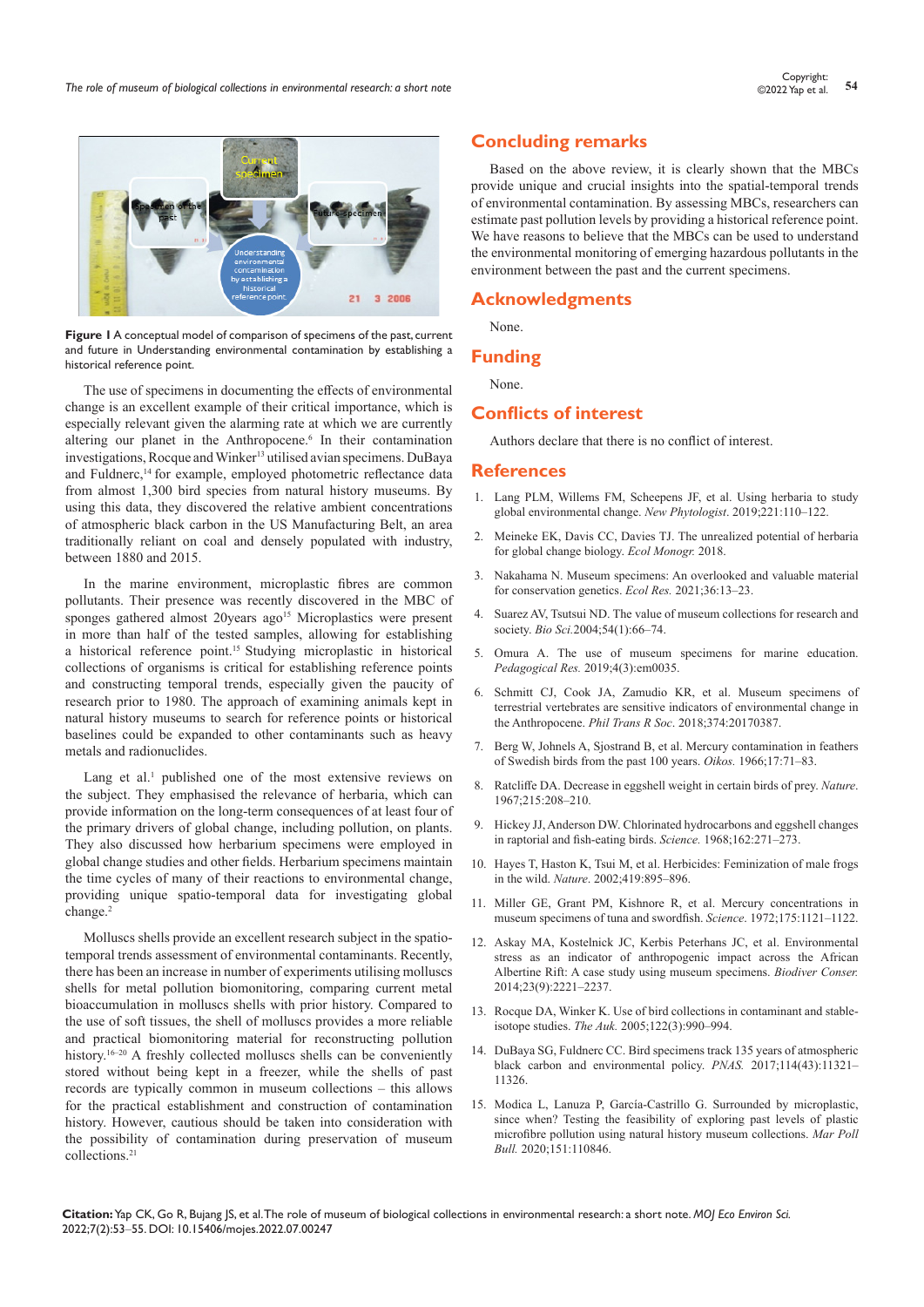**Figure 1** A conceptual model of comparison of specimens of the past, current and future in Understanding environmental contamination by establishing a historical reference point.

The use of specimens in documenting the effects of environmental change is an excellent example of their critical importance, which is especially relevant given the alarming rate at which we are currently altering our planet in the Anthropocene.[6] In their contamination investigations, Rocque and Winker[13] utilised avian specimens. DuBaya and Fuldnerc,[14] for example, employed photometric reflectance data from almost 1,300 bird species from natural history museums. By using this data, they discovered the relative ambient concentrations of atmospheric black carbon in the US Manufacturing Belt, an area traditionally reliant on coal and densely populated with industry, between 1880 and 2015.

In the marine environment, microplastic fibres are common pollutants. Their presence was recently discovered in the MBC of sponges gathered almost 20years ago[15] Microplastics were present in more than half of the tested samples, allowing for establishing a historical reference point.[15] Studying microplastic in historical collections of organisms is critical for establishing reference points and constructing temporal trends, especially given the paucity of research prior to 1980. The approach of examining animals kept in natural history museums to search for reference points or historical baselines could be expanded to other contaminants such as heavy metals and radionuclides.

Lang et al.[1] published one of the most extensive reviews on the subject. They emphasised the relevance of herbaria, which can provide information on the long-term consequences of at least four of the primary drivers of global change, including pollution, on plants. They also discussed how herbarium specimens were employed in global change studies and other fields. Herbarium specimens maintain the time cycles of many of their reactions to environmental change, providing unique spatio-temporal data for investigating global change.[2]

Molluscs shells provide an excellent research subject in the spatio-temporal trends assessment of environmental contaminants. Recently, there has been an increase in number of experiments utilising molluscs shells for metal pollution biomonitoring, comparing current metal bioaccumulation in molluscs shells with prior history. Compared to the use of soft tissues, the shell of molluscs provides a more reliable and practical biomonitoring material for reconstructing pollution history.[16–20] A freshly collected molluscs shells can be conveniently stored without being kept in a freezer, while the shells of past records are typically common in museum collections – this allows for the practical establishment and construction of contamination history. However, cautious should be taken into consideration with the possibility of contamination during preservation of museum collections.[21]

## Concluding remarks

Based on the above review, it is clearly shown that the MBCs provide unique and crucial insights into the spatial-temporal trends of environmental contamination. By assessing MBCs, researchers can estimate past pollution levels by providing a historical reference point. We have reasons to believe that the MBCs can be used to understand the environmental monitoring of emerging hazardous pollutants in the environment between the past and the current specimens.

## Acknowledgments

None.

## Funding

None.

## Conflicts of interest

Authors declare that there is no conflict of interest.

## References

1. Lang PLM, Willems FM, Scheepens JF, et al. Using herbaria to study global environmental change. *New Phytologist*. 2019;221:110–122.
2. Meineke EK, Davis CC, Davies TJ. The unrealized potential of herbaria for global change biology. *Ecol Monogr.* 2018.
3. Nakahama N. Museum specimens: An overlooked and valuable material for conservation genetics. *Ecol Res.* 2021;36:13–23.
4. Suarez AV, Tsutsui ND. The value of museum collections for research and society. *Bio Sci.*2004;54(1):66–74.
5. Omura A. The use of museum specimens for marine education. *Pedagogical Res.* 2019;4(3):em0035.
6. Schmitt CJ, Cook JA, Zamudio KR, et al. Museum specimens of terrestrial vertebrates are sensitive indicators of environmental change in the Anthropocene. *Phil Trans R Soc*. 2018;374:20170387.
7. Berg W, Johnels A, Sjostrand B, et al. Mercury contamination in feathers of Swedish birds from the past 100 years. *Oikos.* 1966;17:71–83.
8. Ratcliffe DA. Decrease in eggshell weight in certain birds of prey. *Nature*. 1967;215:208–210.
9. Hickey JJ, Anderson DW. Chlorinated hydrocarbons and eggshell changes in raptorial and fish-eating birds. *Science.* 1968;162:271–273.
10. Hayes T, Haston K, Tsui M, et al. Herbicides: Feminization of male frogs in the wild. *Nature*. 2002;419:895–896.
11. Miller GE, Grant PM, Kishnore R, et al. Mercury concentrations in museum specimens of tuna and swordfish. *Science*. 1972;175:1121–1122.
12. Askay MA, Kostelnick JC, Kerbis Peterhans JC, et al. Environmental stress as an indicator of anthropogenic impact across the African Albertine Rift: A case study using museum specimens. *Biodiver Conser.* 2014;23(9):2221–2237.
13. Rocque DA, Winker K. Use of bird collections in contaminant and stable-isotope studies. *The Auk.* 2005;122(3):990–994.
14. DuBaya SG, Fuldnerc CC. Bird specimens track 135 years of atmospheric black carbon and environmental policy. *PNAS.* 2017;114(43):11321–11326.
15. Modica L, Lanuza P, García-Castrillo G. Surrounded by microplastic, since when? Testing the feasibility of exploring past levels of plastic microfibre pollution using natural history museum collections. *Mar Poll Bull.* 2020;151:110846.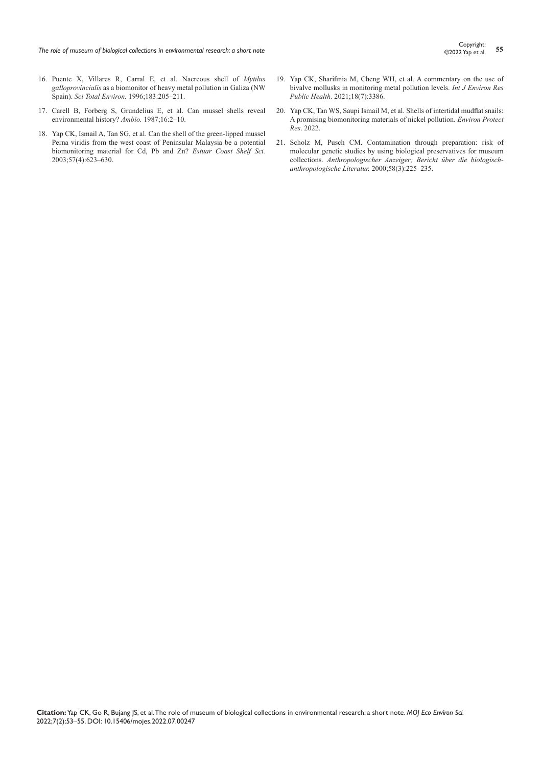16. Puente X, Villares R, Carral E, et al. Nacreous shell of *Mytilus galloprovincialis* as a biomonitor of heavy metal pollution in Galiza (NW Spain). *Sci Total Environ.* 1996;183:205–211.
17. Carell B, Forberg S, Grundelius E, et al. Can mussel shells reveal environmental history? *Ambio.* 1987;16:2–10.
18. Yap CK, Ismail A, Tan SG, et al. Can the shell of the green-lipped mussel Perna viridis from the west coast of Peninsular Malaysia be a potential biomonitoring material for Cd, Pb and Zn? *Estuar Coast Shelf Sci.* 2003;57(4):623–630.
19. Yap CK, Sharifinia M, Cheng WH, et al. A commentary on the use of bivalve mollusks in monitoring metal pollution levels. *Int J Environ Res Public Health.* 2021;18(7):3386.
20. Yap CK, Tan WS, Saupi Ismail M, et al. Shells of intertidal mudflat snails: A promising biomonitoring materials of nickel pollution. *Environ Protect Res*. 2022.
21. Scholz M, Pusch CM. Contamination through preparation: risk of molecular genetic studies by using biological preservatives for museum collections. *Anthropologischer Anzeiger; Bericht über die biologisch-anthropologische Literatur.* 2000;58(3):225–235.